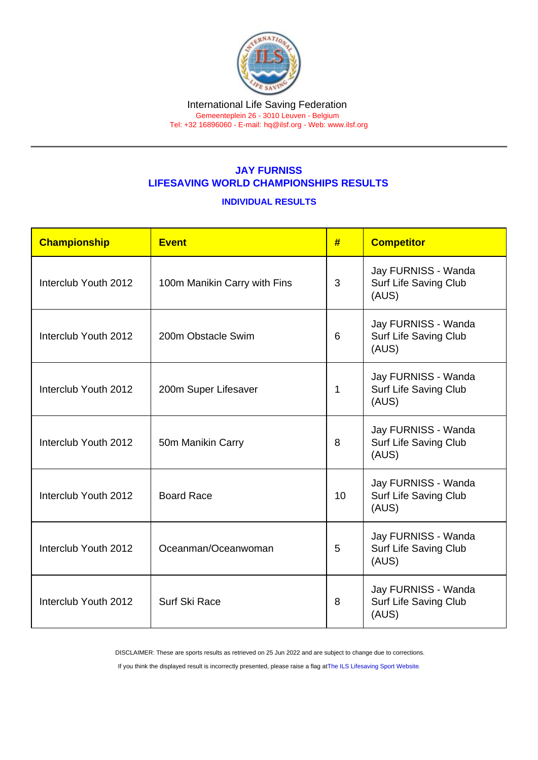International Life Saving Federation

Gemeenteplein 26 - 3010 Leuven - Belgium

Tel: +32 16896060 - E-mail: hq@ilsf.org - Web: www.ilsf.org

## JAY FURNISS
## LIFESAVING WORLD CHAMPIONSHIPS RESULTS

### INDIVIDUAL RESULTS

| Championship | Event | # | Competitor |
|---|---|---|---|
| Interclub Youth 2012 | 100m Manikin Carry with Fins | 3 | Jay FURNISS - Wanda Surf Life Saving Club (AUS) |
| Interclub Youth 2012 | 200m Obstacle Swim | 6 | Jay FURNISS - Wanda Surf Life Saving Club (AUS) |
| Interclub Youth 2012 | 200m Super Lifesaver | 1 | Jay FURNISS - Wanda Surf Life Saving Club (AUS) |
| Interclub Youth 2012 | 50m Manikin Carry | 8 | Jay FURNISS - Wanda Surf Life Saving Club (AUS) |
| Interclub Youth 2012 | Board Race | 10 | Jay FURNISS - Wanda Surf Life Saving Club (AUS) |
| Interclub Youth 2012 | Oceanman/Oceanwoman | 5 | Jay FURNISS - Wanda Surf Life Saving Club (AUS) |
| Interclub Youth 2012 | Surf Ski Race | 8 | Jay FURNISS - Wanda Surf Life Saving Club (AUS) |

DISCLAIMER: These are sports results as retrieved on 25 Jun 2022 and are subject to change due to corrections.

If you think the displayed result is incorrectly presented, please raise a flag at The ILS Lifesaving Sport Website.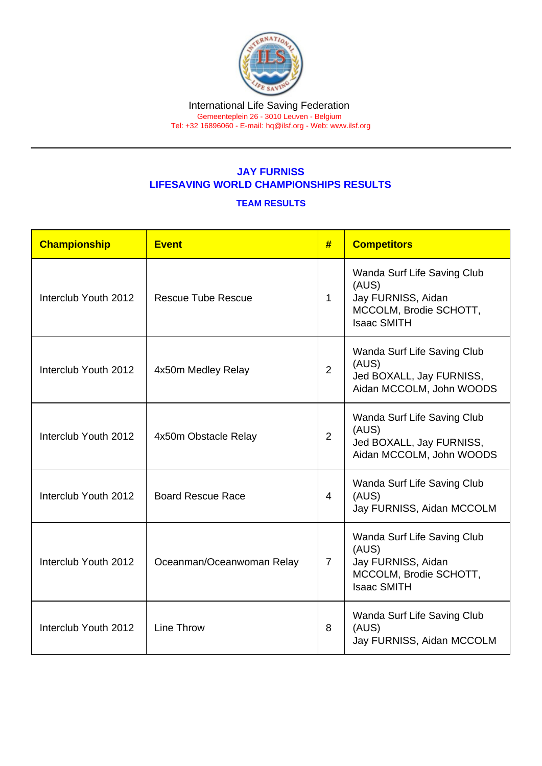International Life Saving Federation
Gemeenteplein 26 - 3010 Leuven - Belgium
Tel: +32 16896060 - E-mail: hq@ilsf.org - Web: www.ilsf.org

## JAY FURNISS
## LIFESAVING WORLD CHAMPIONSHIPS RESULTS

### TEAM RESULTS

| Championship | Event | # | Competitors |
|---|---|---|---|
| Interclub Youth 2012 | Rescue Tube Rescue | 1 | Wanda Surf Life Saving Club (AUS) Jay FURNISS, Aidan MCCOLM, Brodie SCHOTT, Isaac SMITH |
| Interclub Youth 2012 | 4x50m Medley Relay | 2 | Wanda Surf Life Saving Club (AUS) Jed BOXALL, Jay FURNISS, Aidan MCCOLM, John WOODS |
| Interclub Youth 2012 | 4x50m Obstacle Relay | 2 | Wanda Surf Life Saving Club (AUS) Jed BOXALL, Jay FURNISS, Aidan MCCOLM, John WOODS |
| Interclub Youth 2012 | Board Rescue Race | 4 | Wanda Surf Life Saving Club (AUS) Jay FURNISS, Aidan MCCOLM |
| Interclub Youth 2012 | Oceanman/Oceanwoman Relay | 7 | Wanda Surf Life Saving Club (AUS) Jay FURNISS, Aidan MCCOLM, Brodie SCHOTT, Isaac SMITH |
| Interclub Youth 2012 | Line Throw | 8 | Wanda Surf Life Saving Club (AUS) Jay FURNISS, Aidan MCCOLM |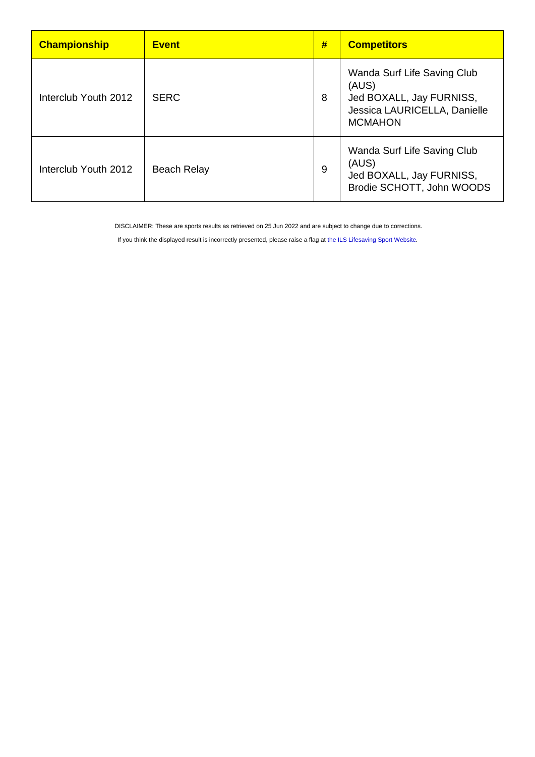| Championship | Event | # | Competitors |
|---|---|---|---|
| Interclub Youth 2012 | SERC | 8 | Wanda Surf Life Saving Club (AUS)<br>Jed BOXALL, Jay FURNISS, Jessica LAURICELLA, Danielle MCMAHON |
| Interclub Youth 2012 | Beach Relay | 9 | Wanda Surf Life Saving Club (AUS)<br>Jed BOXALL, Jay FURNISS, Brodie SCHOTT, John WOODS |

DISCLAIMER: These are sports results as retrieved on 25 Jun 2022 and are subject to change due to corrections.

If you think the displayed result is incorrectly presented, please raise a flag at the ILS Lifesaving Sport Website.